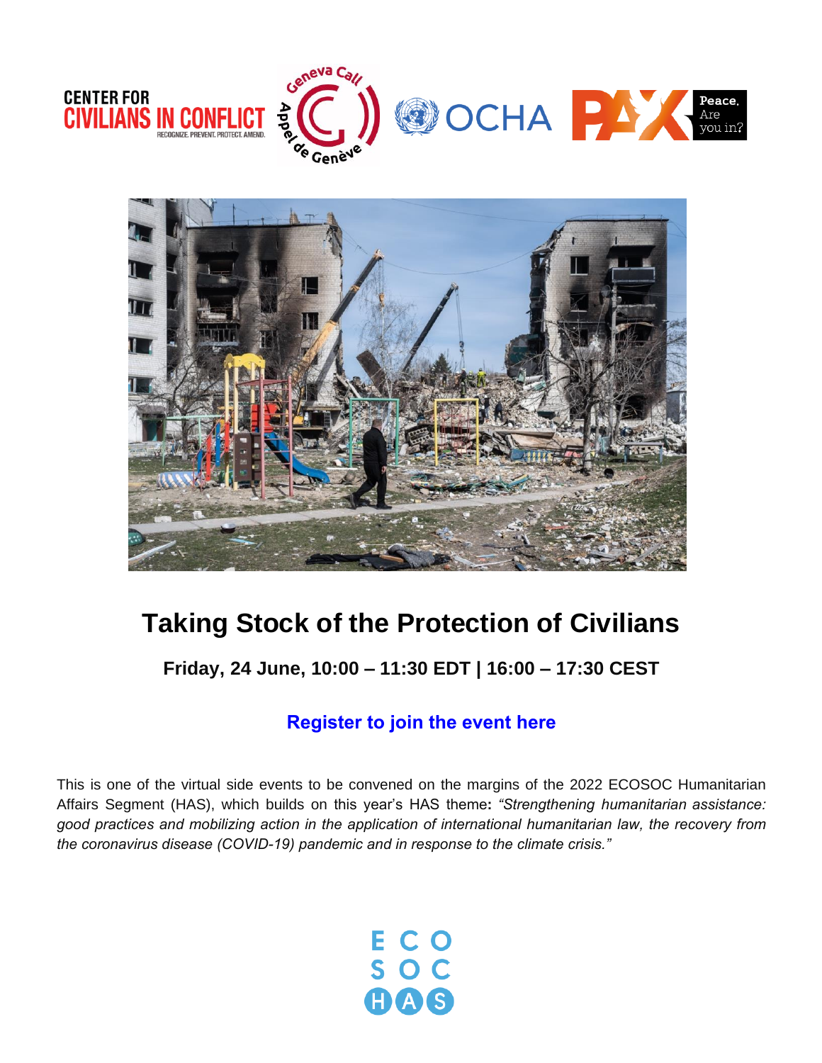# Taking Stock of the Protection of Civilians

**Friday, 24 June, 10:00 – 11:30 EDT | 16:00 – 17:30 CEST**

**Register to join the event here**

This is one of the virtual side events to be convened on the margins of the 2022 ECOSOC Humanitarian Affairs Segment (HAS), which builds on this year's HAS theme**:** *"Strengthening humanitarian assistance: good practices and mobilizing action in the application of international humanitarian law, the recovery from the coronavirus disease (COVID-19) pandemic and in response to the climate crisis."*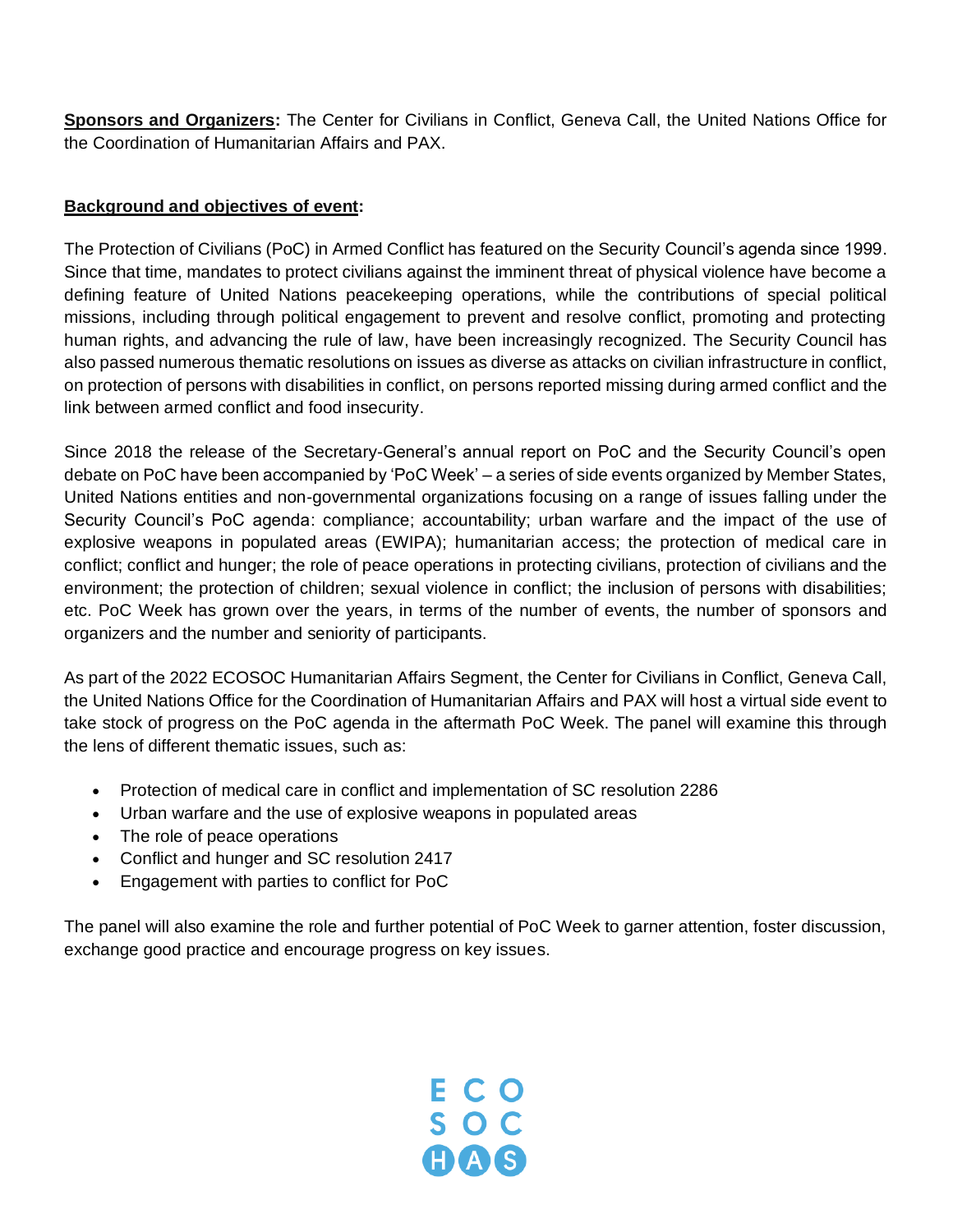**Sponsors and Organizers:** The Center for Civilians in Conflict, Geneva Call, the United Nations Office for the Coordination of Humanitarian Affairs and PAX.

**Background and objectives of event:**

The Protection of Civilians (PoC) in Armed Conflict has featured on the Security Council's agenda since 1999. Since that time, mandates to protect civilians against the imminent threat of physical violence have become a defining feature of United Nations peacekeeping operations, while the contributions of special political missions, including through political engagement to prevent and resolve conflict, promoting and protecting human rights, and advancing the rule of law, have been increasingly recognized. The Security Council has also passed numerous thematic resolutions on issues as diverse as attacks on civilian infrastructure in conflict, on protection of persons with disabilities in conflict, on persons reported missing during armed conflict and the link between armed conflict and food insecurity.

Since 2018 the release of the Secretary-General's annual report on PoC and the Security Council's open debate on PoC have been accompanied by 'PoC Week' – a series of side events organized by Member States, United Nations entities and non-governmental organizations focusing on a range of issues falling under the Security Council's PoC agenda: compliance; accountability; urban warfare and the impact of the use of explosive weapons in populated areas (EWIPA); humanitarian access; the protection of medical care in conflict; conflict and hunger; the role of peace operations in protecting civilians, protection of civilians and the environment; the protection of children; sexual violence in conflict; the inclusion of persons with disabilities; etc. PoC Week has grown over the years, in terms of the number of events, the number of sponsors and organizers and the number and seniority of participants.

As part of the 2022 ECOSOC Humanitarian Affairs Segment, the Center for Civilians in Conflict, Geneva Call, the United Nations Office for the Coordination of Humanitarian Affairs and PAX will host a virtual side event to take stock of progress on the PoC agenda in the aftermath PoC Week. The panel will examine this through the lens of different thematic issues, such as:

- Protection of medical care in conflict and implementation of SC resolution 2286
- Urban warfare and the use of explosive weapons in populated areas
- The role of peace operations
- Conflict and hunger and SC resolution 2417
- Engagement with parties to conflict for PoC

The panel will also examine the role and further potential of PoC Week to garner attention, foster discussion, exchange good practice and encourage progress on key issues.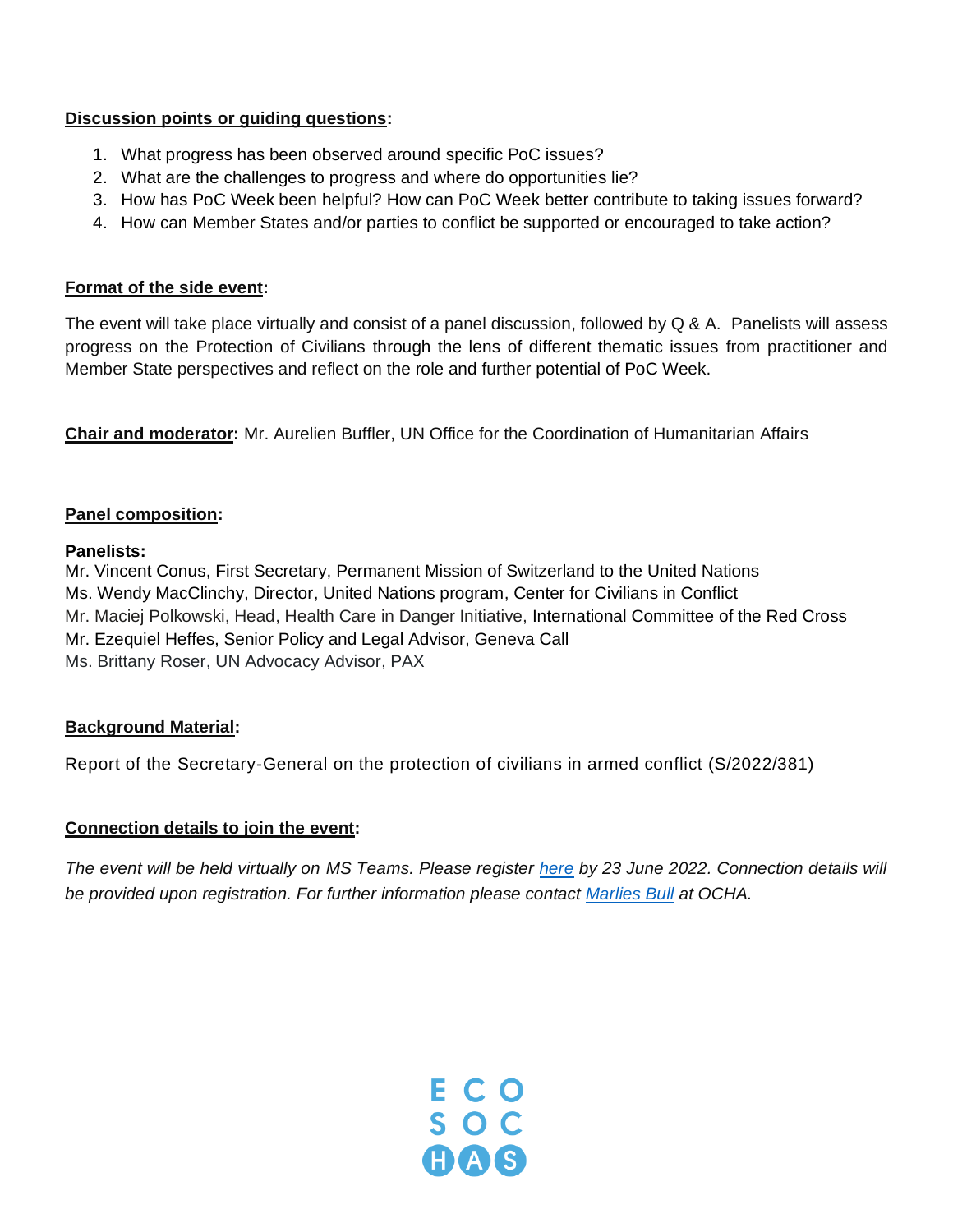**Discussion points or guiding questions:**

1. What progress has been observed around specific PoC issues?
2. What are the challenges to progress and where do opportunities lie?
3. How has PoC Week been helpful? How can PoC Week better contribute to taking issues forward?
4. How can Member States and/or parties to conflict be supported or encouraged to take action?

**Format of the side event:**

The event will take place virtually and consist of a panel discussion, followed by Q & A. Panelists will assess progress on the Protection of Civilians through the lens of different thematic issues from practitioner and Member State perspectives and reflect on the role and further potential of PoC Week.

**Chair and moderator:** Mr. Aurelien Buffler, UN Office for the Coordination of Humanitarian Affairs

**Panel composition:**

**Panelists:**
Mr. Vincent Conus, First Secretary, Permanent Mission of Switzerland to the United Nations
Ms. Wendy MacClinchy, Director, United Nations program, Center for Civilians in Conflict
Mr. Maciej Polkowski, Head, Health Care in Danger Initiative, International Committee of the Red Cross
Mr. Ezequiel Heffes, Senior Policy and Legal Advisor, Geneva Call
Ms. Brittany Roser, UN Advocacy Advisor, PAX

**Background Material:**

Report of the Secretary-General on the protection of civilians in armed conflict (S/2022/381)

**Connection details to join the event:**

*The event will be held virtually on MS Teams. Please register [here] by 23 June 2022. Connection details will be provided upon registration. For further information please contact [Marlies Bull] at OCHA.*

ECO
SOC
HAS